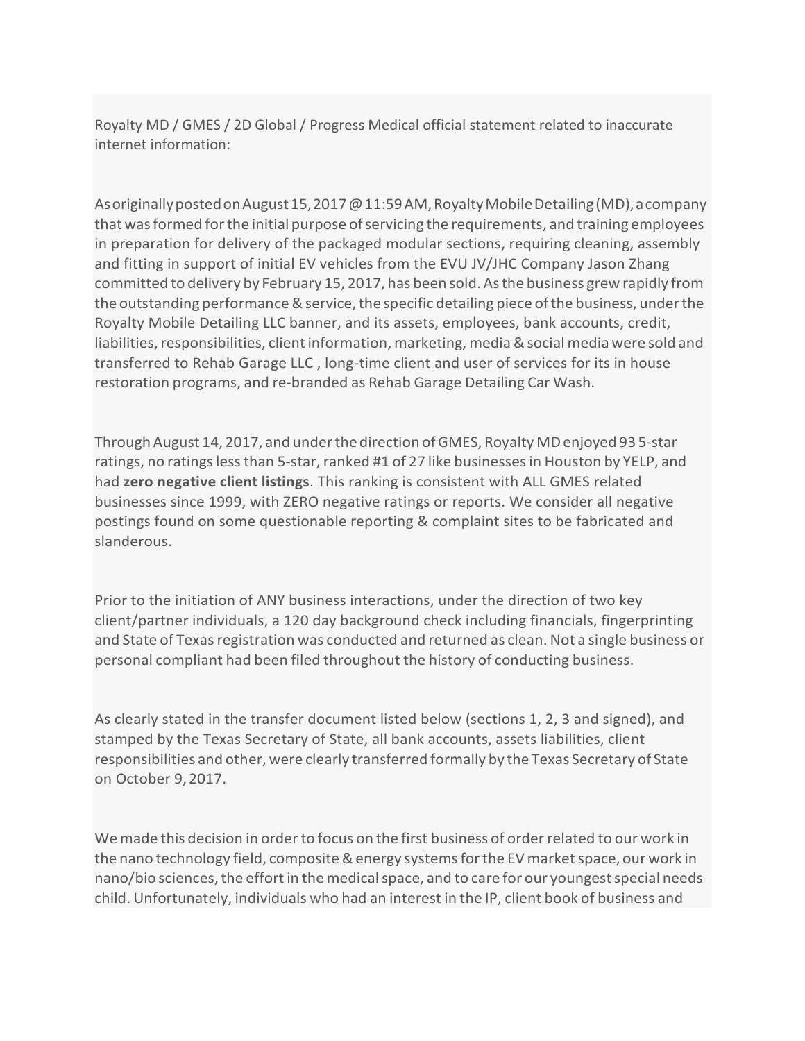Royalty MD / GMES / 2D Global / Progress Medical official statement related to inaccurate internet information:

As originally posted on August 15, 2017 @ 11:59 AM, Royalty Mobile Detailing (MD), a company that was formed for the initial purpose of servicing the requirements, and training employees in preparation for delivery of the packaged modular sections, requiring cleaning, assembly and fitting in support of initial EV vehicles from the EVU JV/JHC Company Jason Zhang committed to delivery by February 15, 2017, has been sold. As the business grew rapidly from the outstanding performance & service, the specific detailing piece of the business, under the Royalty Mobile Detailing LLC banner, and its assets, employees, bank accounts, credit, liabilities, responsibilities, client information, marketing, media & social media were sold and transferred to Rehab Garage LLC , long-time client and user of services for its in house restoration programs, and re-branded as Rehab Garage Detailing Car Wash.

Through August 14, 2017, and under the direction of GMES, Royalty MD enjoyed 93 5-star ratings, no ratings less than 5-star, ranked #1 of 27 like businesses in Houston by YELP, and had **zero negative client listings**. This ranking is consistent with ALL GMES related businesses since 1999, with ZERO negative ratings or reports. We consider all negative postings found on some questionable reporting & complaint sites to be fabricated and slanderous.

Prior to the initiation of ANY business interactions, under the direction of two key client/partner individuals, a 120 day background check including financials, fingerprinting and State of Texas registration was conducted and returned as clean. Not a single business or personal compliant had been filed throughout the history of conducting business.

As clearly stated in the transfer document listed below (sections 1, 2, 3 and signed), and stamped by the Texas Secretary of State, all bank accounts, assets liabilities, client responsibilities and other, were clearly transferred formally by the Texas Secretary of State on October 9, 2017.

We made this decision in order to focus on the first business of order related to our work in the nano technology field, composite & energy systems for the EV market space, our work in nano/bio sciences, the effort in the medical space, and to care for our youngest special needs child. Unfortunately, individuals who had an interest in the IP, client book of business and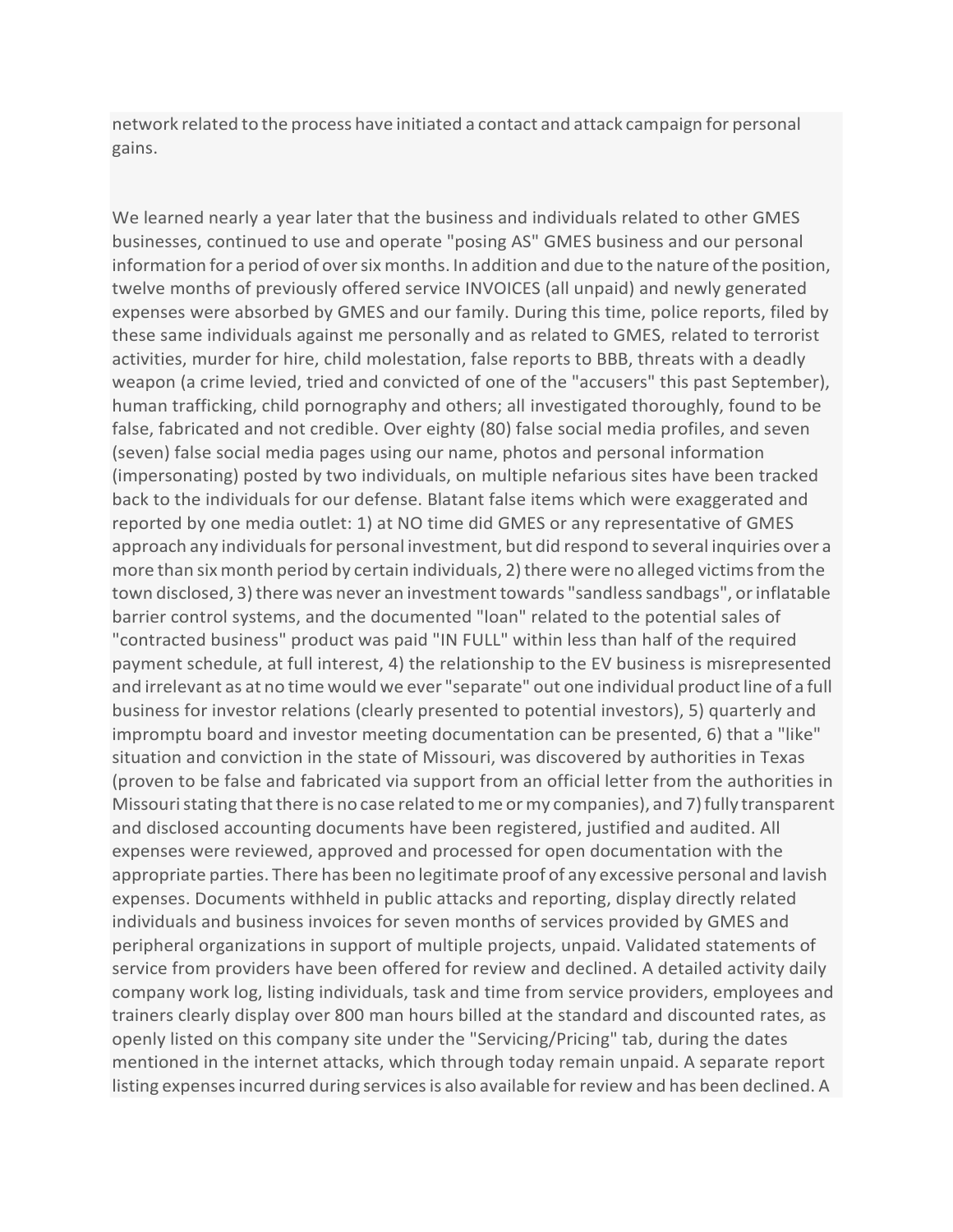network related to the process have initiated a contact and attack campaign for personal gains.

We learned nearly a year later that the business and individuals related to other GMES businesses, continued to use and operate "posing AS" GMES business and our personal information for a period of over six months. In addition and due to the nature of the position, twelve months of previously offered service INVOICES (all unpaid) and newly generated expenses were absorbed by GMES and our family. During this time, police reports, filed by these same individuals against me personally and as related to GMES, related to terrorist activities, murder for hire, child molestation, false reports to BBB, threats with a deadly weapon (a crime levied, tried and convicted of one of the "accusers" this past September), human trafficking, child pornography and others; all investigated thoroughly, found to be false, fabricated and not credible. Over eighty (80) false social media profiles, and seven (seven) false social media pages using our name, photos and personal information (impersonating) posted by two individuals, on multiple nefarious sites have been tracked back to the individuals for our defense. Blatant false items which were exaggerated and reported by one media outlet: 1) at NO time did GMES or any representative of GMES approach any individuals for personal investment, but did respond to several inquiries over a more than six month period by certain individuals, 2) there were no alleged victims from the town disclosed, 3) there was never an investment towards "sandless sandbags", or inflatable barrier control systems, and the documented "loan" related to the potential sales of "contracted business" product was paid "IN FULL" within less than half of the required payment schedule, at full interest, 4) the relationship to the EV business is misrepresented and irrelevant as at no time would we ever "separate" out one individual product line of a full business for investor relations (clearly presented to potential investors), 5) quarterly and impromptu board and investor meeting documentation can be presented, 6) that a "like" situation and conviction in the state of Missouri, was discovered by authorities in Texas (proven to be false and fabricated via support from an official letter from the authorities in Missouri stating that there is no case related to me or my companies), and 7) fully transparent and disclosed accounting documents have been registered, justified and audited. All expenses were reviewed, approved and processed for open documentation with the appropriate parties. There has been no legitimate proof of any excessive personal and lavish expenses. Documents withheld in public attacks and reporting, display directly related individuals and business invoices for seven months of services provided by GMES and peripheral organizations in support of multiple projects, unpaid. Validated statements of service from providers have been offered for review and declined. A detailed activity daily company work log, listing individuals, task and time from service providers, employees and trainers clearly display over 800 man hours billed at the standard and discounted rates, as openly listed on this company site under the "Servicing/Pricing" tab, during the dates mentioned in the internet attacks, which through today remain unpaid. A separate report listing expenses incurred during services is also available for review and has been declined. A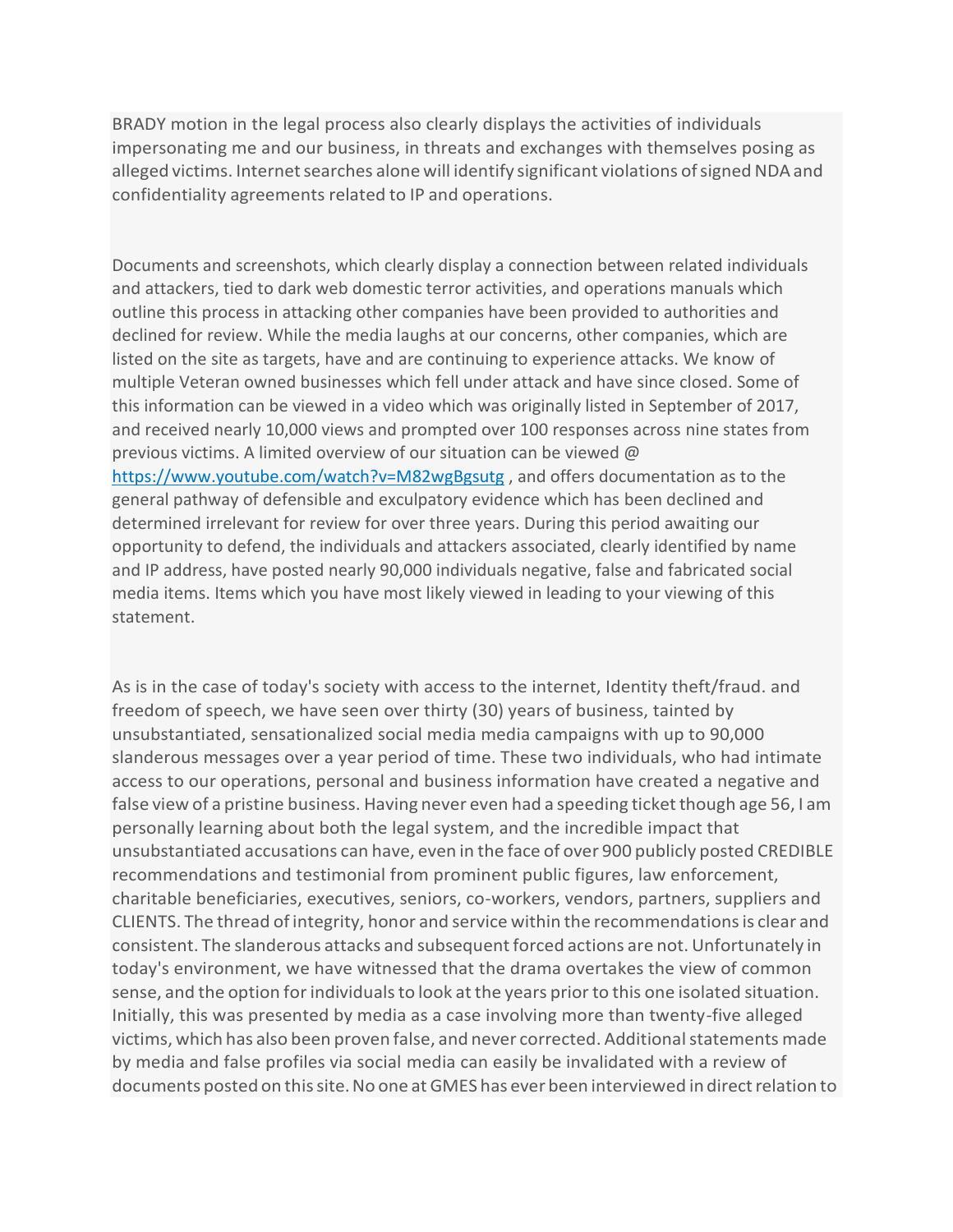BRADY motion in the legal process also clearly displays the activities of individuals impersonating me and our business, in threats and exchanges with themselves posing as alleged victims. Internet searches alone will identify significant violations of signed NDA and confidentiality agreements related to IP and operations.

Documents and screenshots, which clearly display a connection between related individuals and attackers, tied to dark web domestic terror activities, and operations manuals which outline this process in attacking other companies have been provided to authorities and declined for review. While the media laughs at our concerns, other companies, which are listed on the site as targets, have and are continuing to experience attacks. We know of multiple Veteran owned businesses which fell under attack and have since closed. Some of this information can be viewed in a video which was originally listed in September of 2017, and received nearly 10,000 views and prompted over 100 responses across nine states from previous victims. A limited overview of our situation can be viewed @ [https://www.youtube.com/watch?v=M82wgBgsutg](https://www.youtube.com/watch?v=M82wgBgsutg) , and offers documentation as to the general pathway of defensible and exculpatory evidence which has been declined and determined irrelevant for review for over three years. During this period awaiting our opportunity to defend, the individuals and attackers associated, clearly identified by name and IP address, have posted nearly 90,000 individuals negative, false and fabricated social media items. Items which you have most likely viewed in leading to your viewing of this statement.

As is in the case of today's society with access to the internet, Identity theft/fraud. and freedom of speech, we have seen over thirty (30) years of business, tainted by unsubstantiated, sensationalized social media media campaigns with up to 90,000 slanderous messages over a year period of time. These two individuals, who had intimate access to our operations, personal and business information have created a negative and false view of a pristine business. Having never even had a speeding ticket though age 56, I am personally learning about both the legal system, and the incredible impact that unsubstantiated accusations can have, even in the face of over 900 publicly posted CREDIBLE recommendations and testimonial from prominent public figures, law enforcement, charitable beneficiaries, executives, seniors, co-workers, vendors, partners, suppliers and CLIENTS. The thread of integrity, honor and service within the recommendations is clear and consistent. The slanderous attacks and subsequent forced actions are not. Unfortunately in today's environment, we have witnessed that the drama overtakes the view of common sense, and the option for individuals to look at the years prior to this one isolated situation. Initially, this was presented by media as a case involving more than twenty-five alleged victims, which has also been proven false, and never corrected. Additional statements made by media and false profiles via social media can easily be invalidated with a review of documents posted on this site. No one at GMES has ever been interviewed in direct relation to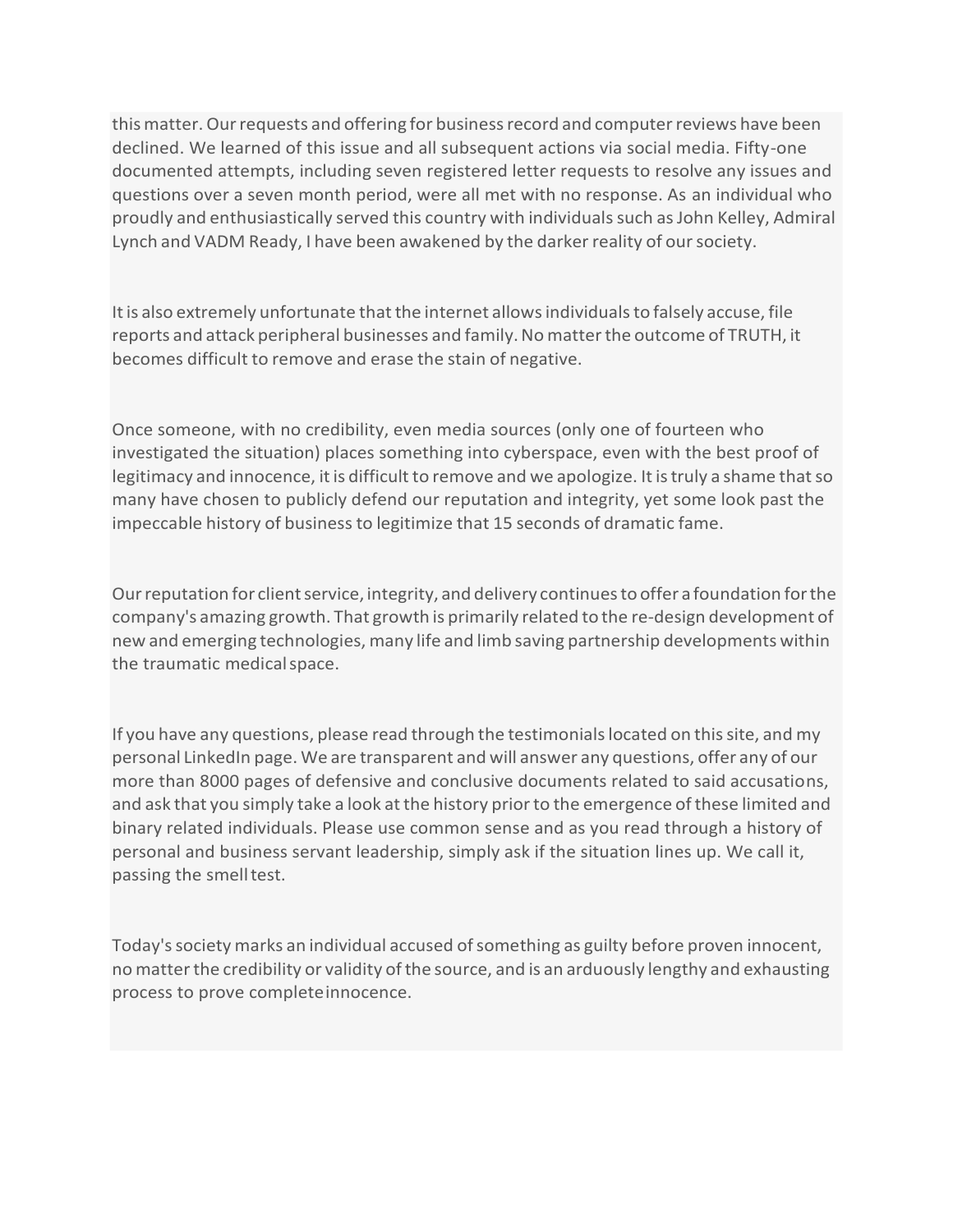this matter. Our requests and offering for business record and computer reviews have been declined. We learned of this issue and all subsequent actions via social media. Fifty-one documented attempts, including seven registered letter requests to resolve any issues and questions over a seven month period, were all met with no response. As an individual who proudly and enthusiastically served this country with individuals such as John Kelley, Admiral Lynch and VADM Ready, I have been awakened by the darker reality of our society.

It is also extremely unfortunate that the internet allows individuals to falsely accuse, file reports and attack peripheral businesses and family. No matter the outcome of TRUTH, it becomes difficult to remove and erase the stain of negative.

Once someone, with no credibility, even media sources (only one of fourteen who investigated the situation) places something into cyberspace, even with the best proof of legitimacy and innocence, it is difficult to remove and we apologize. It is truly a shame that so many have chosen to publicly defend our reputation and integrity, yet some look past the impeccable history of business to legitimize that 15 seconds of dramatic fame.

Our reputation for client service, integrity, and delivery continues to offer a foundation for the company's amazing growth. That growth is primarily related to the re-design development of new and emerging technologies, many life and limb saving partnership developments within the traumatic medical space.

If you have any questions, please read through the testimonials located on this site, and my personal LinkedIn page. We are transparent and will answer any questions, offer any of our more than 8000 pages of defensive and conclusive documents related to said accusations, and ask that you simply take a look at the history prior to the emergence of these limited and binary related individuals. Please use common sense and as you read through a history of personal and business servant leadership, simply ask if the situation lines up. We call it, passing the smell test.

Today's society marks an individual accused of something as guilty before proven innocent, no matter the credibility or validity of the source, and is an arduously lengthy and exhausting process to prove complete innocence.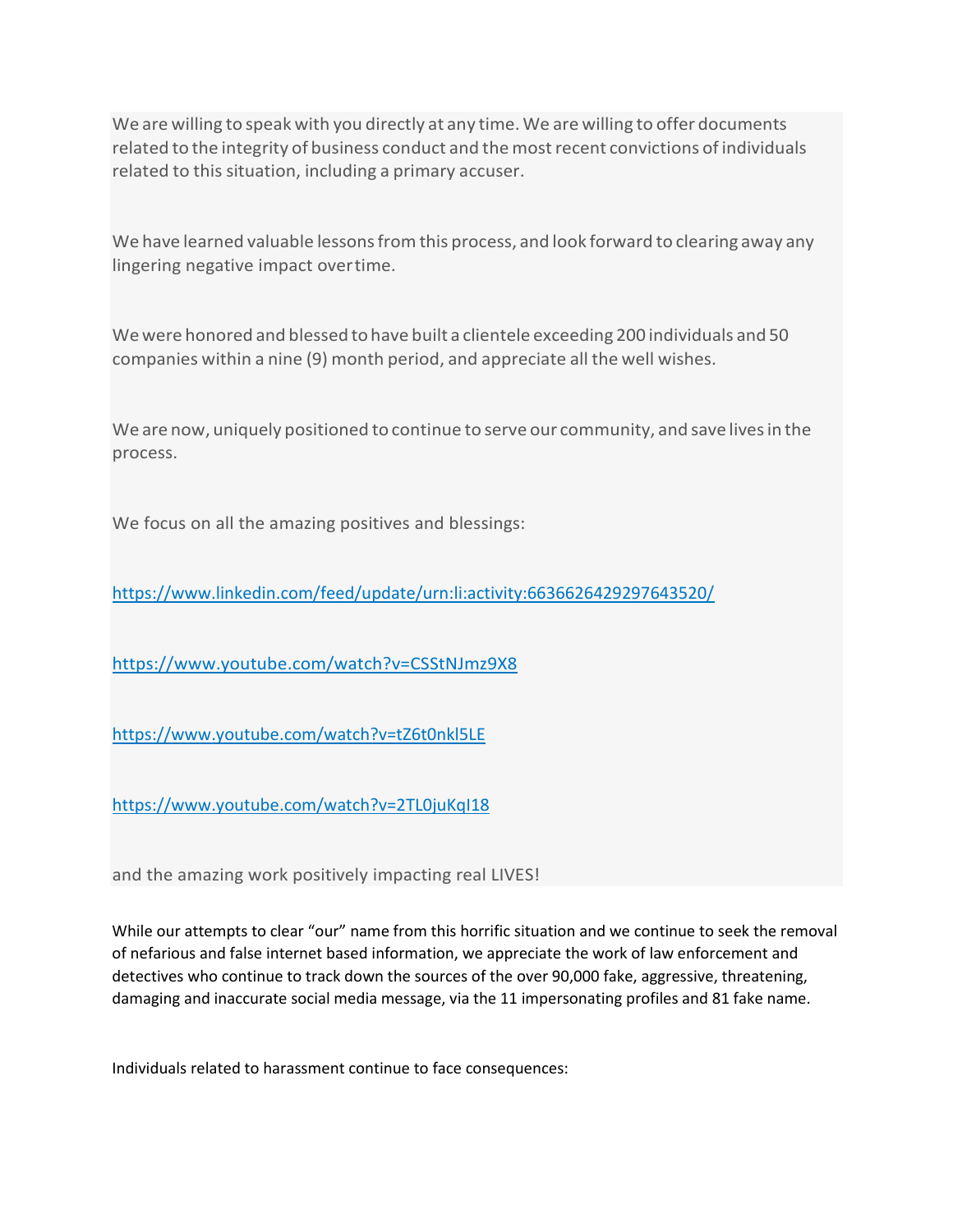We are willing to speak with you directly at any time. We are willing to offer documents related to the integrity of business conduct and the most recent convictions of individuals related to this situation, including a primary accuser.

We have learned valuable lessons from this process, and look forward to clearing away any lingering negative impact over time.

We were honored and blessed to have built a clientele exceeding 200 individuals and 50 companies within a nine (9) month period, and appreciate all the well wishes.

We are now, uniquely positioned to continue to serve our community, and save lives in the process.

We focus on all the amazing positives and blessings:

https://www.linkedin.com/feed/update/urn:li:activity:6636626429297643520/

https://www.youtube.com/watch?v=CSStNJmz9X8

https://www.youtube.com/watch?v=tZ6t0nkl5LE

https://www.youtube.com/watch?v=2TL0juKqI18

and the amazing work positively impacting real LIVES!

While our attempts to clear “our” name from this horrific situation and we continue to seek the removal of nefarious and false internet based information, we appreciate the work of law enforcement and detectives who continue to track down the sources of the over 90,000 fake, aggressive, threatening, damaging and inaccurate social media message, via the 11 impersonating profiles and 81 fake name.

Individuals related to harassment continue to face consequences: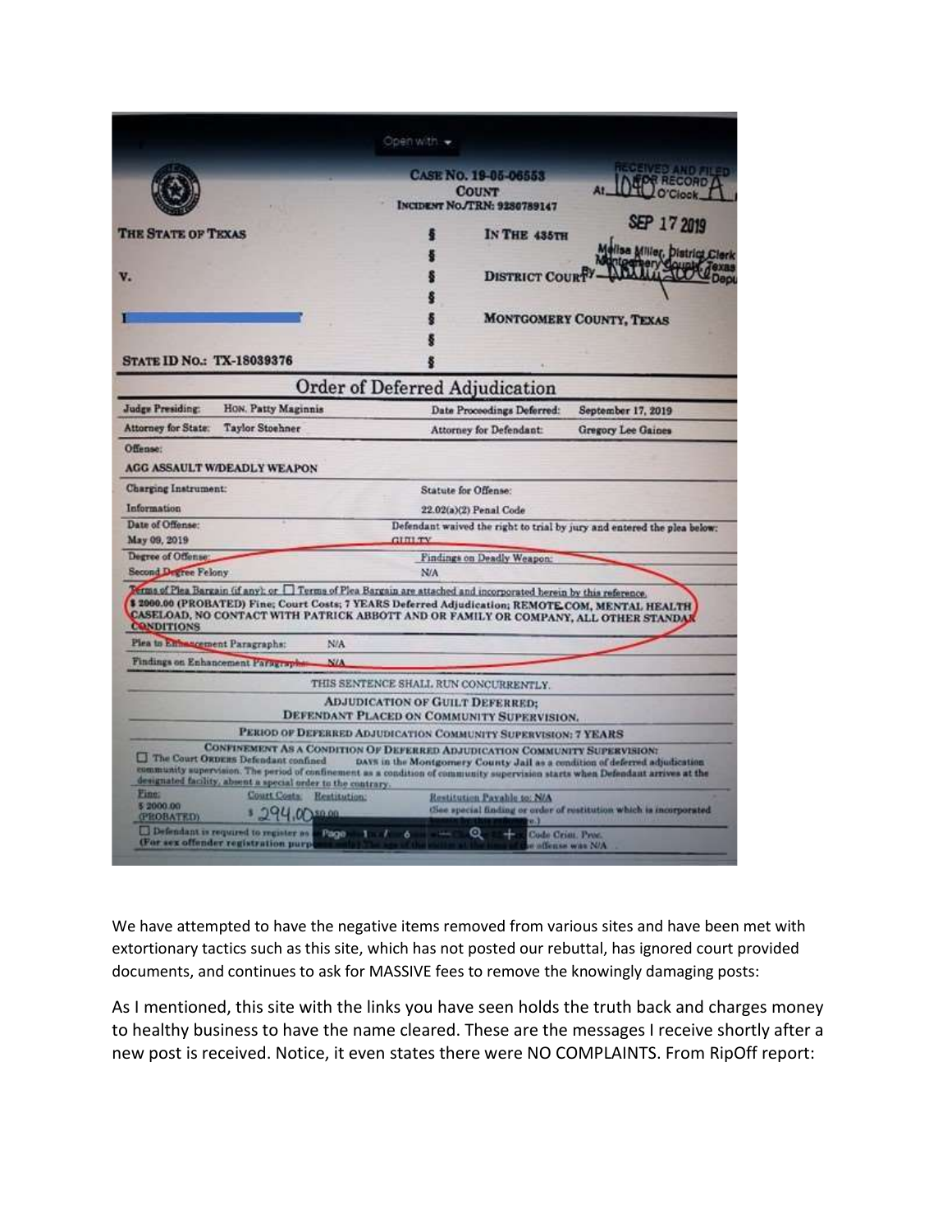Open with ▾

CASE NO. 19-05-06553
COUNT
INCIDENT NO./TRN: 9280789147

RECEIVED AND FILED FOR RECORD
At 10:40 O'Clock A
SEP 17 2019
Melisa Miller, District Clerk
Montgomery County, Texas
By ______ Deputy

THE STATE OF TEXAS § IN THE 435TH
§
V. § DISTRICT COURT
§
§ MONTGOMERY COUNTY, TEXAS
§

STATE ID NO.: TX-18039376 §

## Order of Deferred Adjudication

| | | | |
|---|---|---|---|
| Judge Presiding: | HON. Patty Maginnis | Date Proceedings Deferred: | September 17, 2019 |
| Attorney for State: | Taylor Stoehner | Attorney for Defendant: | Gregory Lee Gaines |

Offense:
AGG ASSAULT W/DEADLY WEAPON

| | |
|---|---|
| Charging Instrument: | Statute for Offense: |
| Information | 22.02(a)(2) Penal Code |
| Date of Offense: | Defendant waived the right to trial by jury and entered the plea below: |
| May 09, 2019 | GUILTY |
| Degree of Offense: | Findings on Deadly Weapon: |
| Second Degree Felony | N/A |

Terms of Plea Bargain (if any): or ☐ Terms of Plea Bargain are attached and incorporated herein by this reference.
$ 2000.00 (PROBATED) Fine; Court Costs; 7 YEARS Deferred Adjudication; REMOTE.COM, MENTAL HEALTH CASELOAD, NO CONTACT WITH PATRICK ABBOTT AND OR FAMILY OR COMPANY, ALL OTHER STANDARD CONDITIONS

Plea to Enhancement Paragraphs: N/A
Findings on Enhancement Paragraphs: N/A

THIS SENTENCE SHALL RUN CONCURRENTLY.

ADJUDICATION OF GUILT DEFERRED;
DEFENDANT PLACED ON COMMUNITY SUPERVISION.

PERIOD OF DEFERRED ADJUDICATION COMMUNITY SUPERVISION: 7 YEARS

CONFINEMENT AS A CONDITION OF DEFERRED ADJUDICATION COMMUNITY SUPERVISION:
☐ The Court ORDERS Defendant confined ______ DAYS in the Montgomery County Jail as a condition of deferred adjudication community supervision. The period of confinement as a condition of community supervision starts when Defendant arrives at the designated facility, absent a special order to the contrary.

| Fine: | Court Costs: | Restitution: | Restitution Payable to: N/A |
|---|---|---|---|
| $ 2000.00 (PROBATED) | $ 294.00 | $0.00 | (See special finding or order of restitution which is incorporated herein by this reference.) |

☐ Defendant is required to register as ... Code Crim. Proc.
(For sex offender registration purposes only) The age of the victim at the time of the offense was N/A

We have attempted to have the negative items removed from various sites and have been met with extortionary tactics such as this site, which has not posted our rebuttal, has ignored court provided documents, and continues to ask for MASSIVE fees to remove the knowingly damaging posts:

As I mentioned, this site with the links you have seen holds the truth back and charges money to healthy business to have the name cleared. These are the messages I receive shortly after a new post is received. Notice, it even states there were NO COMPLAINTS. From RipOff report: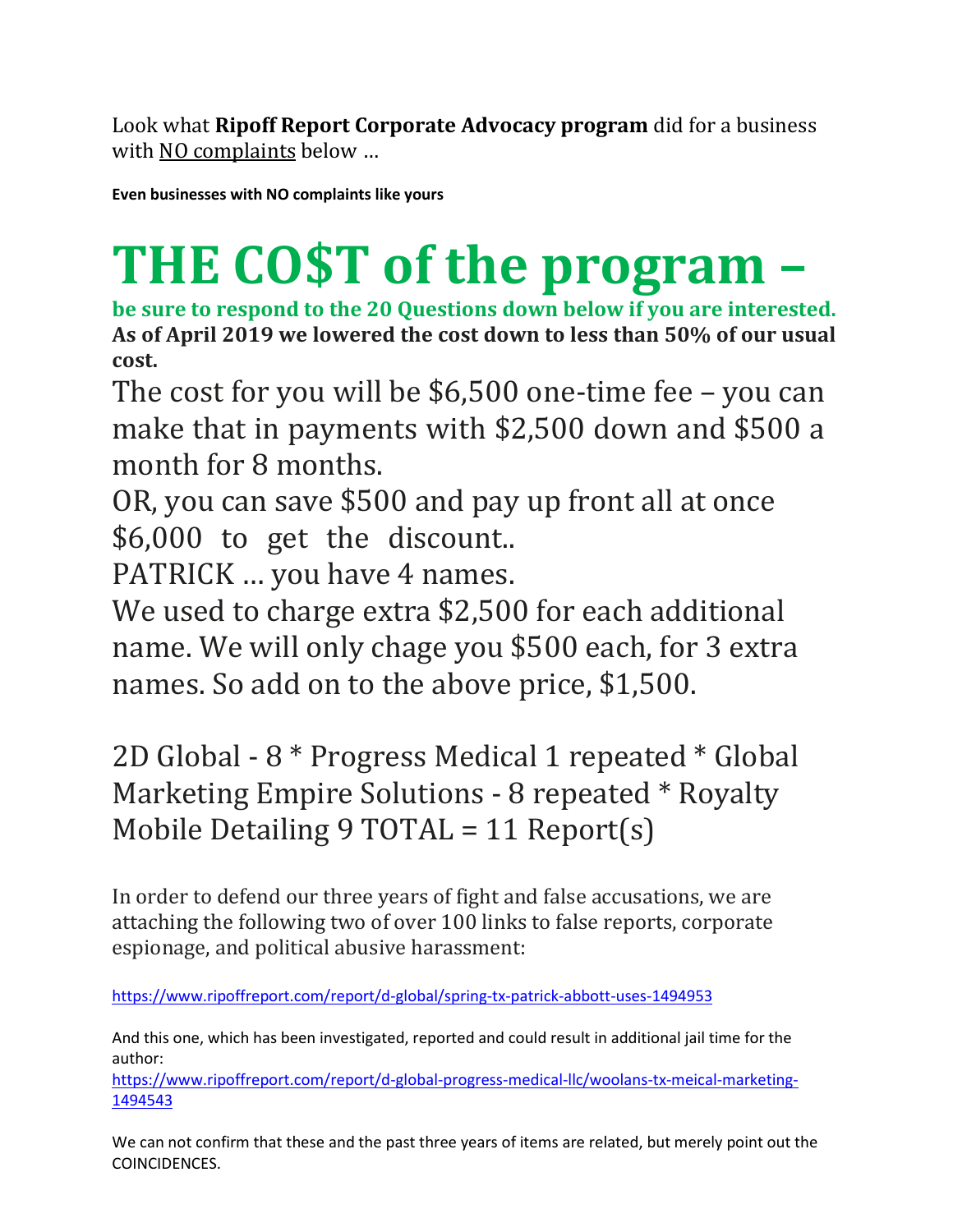Look what **Ripoff Report Corporate Advocacy program** did for a business with NO complaints below …

**Even businesses with NO complaints like yours**

# THE CO$T of the program –

**be sure to respond to the 20 Questions down below if you are interested.**
**As of April 2019 we lowered the cost down to less than 50% of our usual cost.**

The cost for you will be $6,500 one-time fee – you can make that in payments with $2,500 down and $500 a month for 8 months.

OR, you can save $500 and pay up front all at once $6,000 to get the discount..

PATRICK … you have 4 names.

We used to charge extra $2,500 for each additional name. We will only chage you $500 each, for 3 extra names. So add on to the above price, $1,500.

2D Global - 8 * Progress Medical 1 repeated * Global Marketing Empire Solutions - 8 repeated * Royalty Mobile Detailing 9 TOTAL = 11 Report(s)

In order to defend our three years of fight and false accusations, we are attaching the following two of over 100 links to false reports, corporate espionage, and political abusive harassment:

https://www.ripoffreport.com/report/d-global/spring-tx-patrick-abbott-uses-1494953

And this one, which has been investigated, reported and could result in additional jail time for the author:
https://www.ripoffreport.com/report/d-global-progress-medical-llc/woolans-tx-meical-marketing-1494543

We can not confirm that these and the past three years of items are related, but merely point out the COINCIDENCES.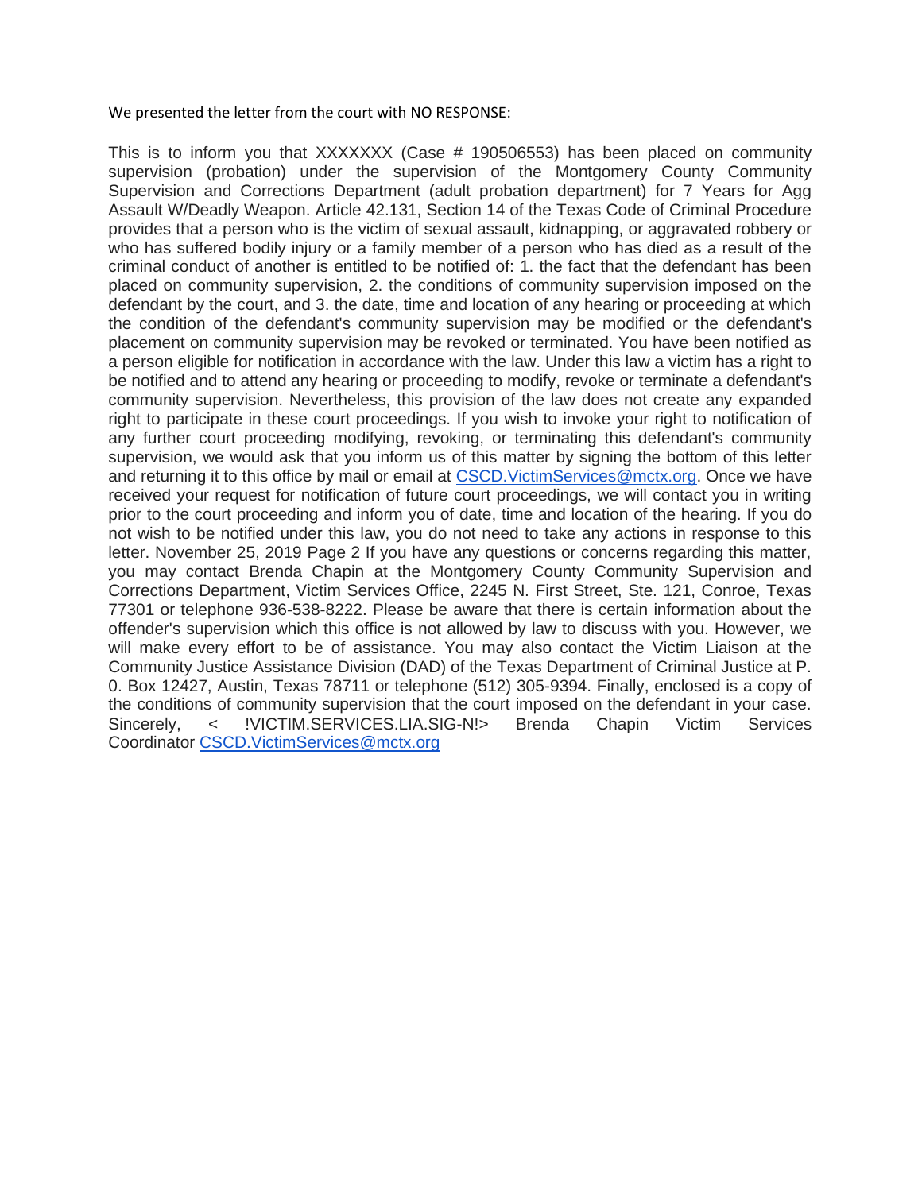We presented the letter from the court with NO RESPONSE:

This is to inform you that XXXXXXX (Case # 190506553) has been placed on community supervision (probation) under the supervision of the Montgomery County Community Supervision and Corrections Department (adult probation department) for 7 Years for Agg Assault W/Deadly Weapon. Article 42.131, Section 14 of the Texas Code of Criminal Procedure provides that a person who is the victim of sexual assault, kidnapping, or aggravated robbery or who has suffered bodily injury or a family member of a person who has died as a result of the criminal conduct of another is entitled to be notified of: 1. the fact that the defendant has been placed on community supervision, 2. the conditions of community supervision imposed on the defendant by the court, and 3. the date, time and location of any hearing or proceeding at which the condition of the defendant's community supervision may be modified or the defendant's placement on community supervision may be revoked or terminated. You have been notified as a person eligible for notification in accordance with the law. Under this law a victim has a right to be notified and to attend any hearing or proceeding to modify, revoke or terminate a defendant's community supervision. Nevertheless, this provision of the law does not create any expanded right to participate in these court proceedings. If you wish to invoke your right to notification of any further court proceeding modifying, revoking, or terminating this defendant's community supervision, we would ask that you inform us of this matter by signing the bottom of this letter and returning it to this office by mail or email at CSCD.VictimServices@mctx.org. Once we have received your request for notification of future court proceedings, we will contact you in writing prior to the court proceeding and inform you of date, time and location of the hearing. If you do not wish to be notified under this law, you do not need to take any actions in response to this letter. November 25, 2019 Page 2 If you have any questions or concerns regarding this matter, you may contact Brenda Chapin at the Montgomery County Community Supervision and Corrections Department, Victim Services Office, 2245 N. First Street, Ste. 121, Conroe, Texas 77301 or telephone 936-538-8222. Please be aware that there is certain information about the offender's supervision which this office is not allowed by law to discuss with you. However, we will make every effort to be of assistance. You may also contact the Victim Liaison at the Community Justice Assistance Division (DAD) of the Texas Department of Criminal Justice at P. 0. Box 12427, Austin, Texas 78711 or telephone (512) 305-9394. Finally, enclosed is a copy of the conditions of community supervision that the court imposed on the defendant in your case. Sincerely, < !VICTIM.SERVICES.LIA.SIG-N!> Brenda Chapin Victim Services Coordinator CSCD.VictimServices@mctx.org